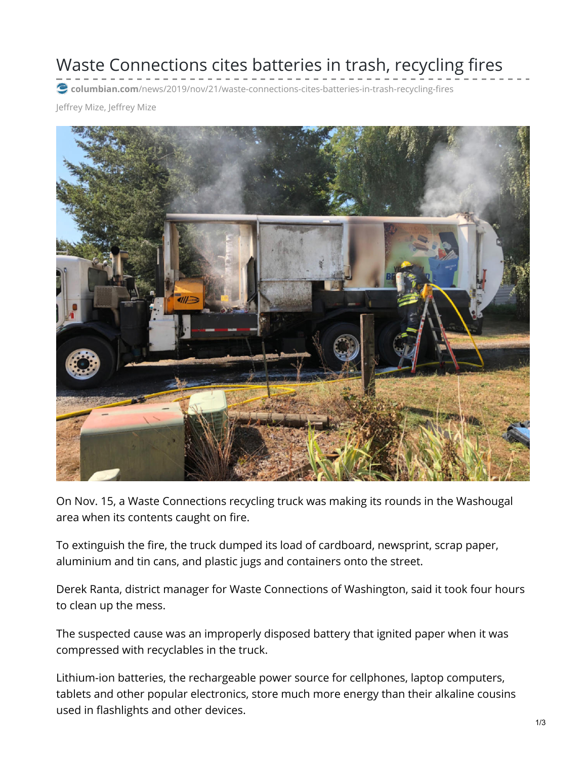# Waste Connections cites batteries in trash, recycling fires

columbian.com/news/2019/nov/21/waste-connections-cites-batteries-in-trash-recycling-fires

Jeffrey Mize, Jeffrey Mize

On Nov. 15, a Waste Connections recycling truck was making its rounds in the Washougal area when its contents caught on fire.

To extinguish the fire, the truck dumped its load of cardboard, newsprint, scrap paper, aluminium and tin cans, and plastic jugs and containers onto the street.

Derek Ranta, district manager for Waste Connections of Washington, said it took four hours to clean up the mess.

The suspected cause was an improperly disposed battery that ignited paper when it was compressed with recyclables in the truck.

Lithium-ion batteries, the rechargeable power source for cellphones, laptop computers, tablets and other popular electronics, store much more energy than their alkaline cousins used in flashlights and other devices.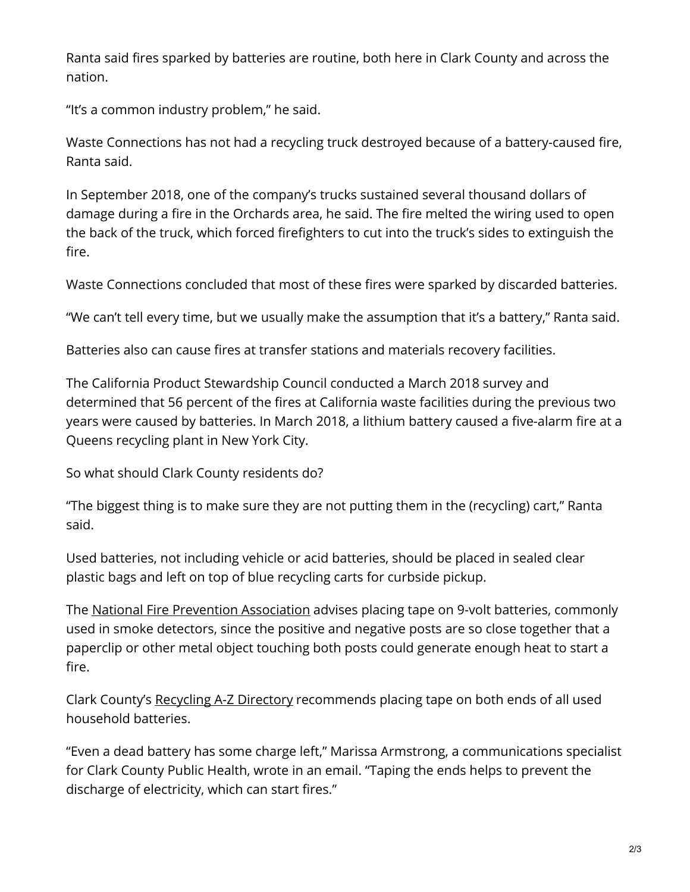Ranta said fires sparked by batteries are routine, both here in Clark County and across the nation.

“It’s a common industry problem,” he said.

Waste Connections has not had a recycling truck destroyed because of a battery-caused fire, Ranta said.

In September 2018, one of the company’s trucks sustained several thousand dollars of damage during a fire in the Orchards area, he said. The fire melted the wiring used to open the back of the truck, which forced firefighters to cut into the truck’s sides to extinguish the fire.

Waste Connections concluded that most of these fires were sparked by discarded batteries.

“We can’t tell every time, but we usually make the assumption that it’s a battery,” Ranta said.

Batteries also can cause fires at transfer stations and materials recovery facilities.

The California Product Stewardship Council conducted a March 2018 survey and determined that 56 percent of the fires at California waste facilities during the previous two years were caused by batteries. In March 2018, a lithium battery caused a five-alarm fire at a Queens recycling plant in New York City.

So what should Clark County residents do?

“The biggest thing is to make sure they are not putting them in the (recycling) cart,” Ranta said.

Used batteries, not including vehicle or acid batteries, should be placed in sealed clear plastic bags and left on top of blue recycling carts for curbside pickup.

The National Fire Prevention Association advises placing tape on 9-volt batteries, commonly used in smoke detectors, since the positive and negative posts are so close together that a paperclip or other metal object touching both posts could generate enough heat to start a fire.

Clark County’s Recycling A-Z Directory recommends placing tape on both ends of all used household batteries.

“Even a dead battery has some charge left,” Marissa Armstrong, a communications specialist for Clark County Public Health, wrote in an email. “Taping the ends helps to prevent the discharge of electricity, which can start fires.”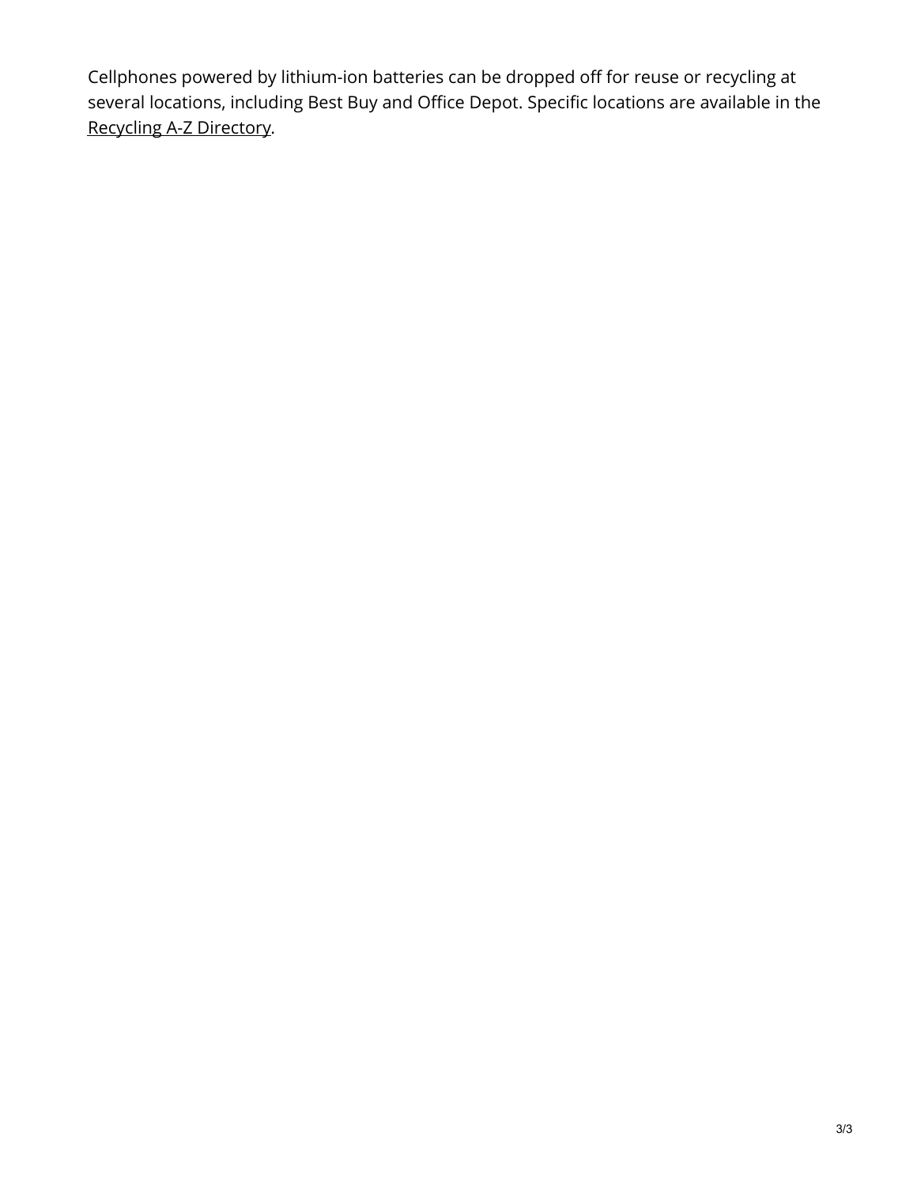Cellphones powered by lithium-ion batteries can be dropped off for reuse or recycling at several locations, including Best Buy and Office Depot. Specific locations are available in the Recycling A-Z Directory.